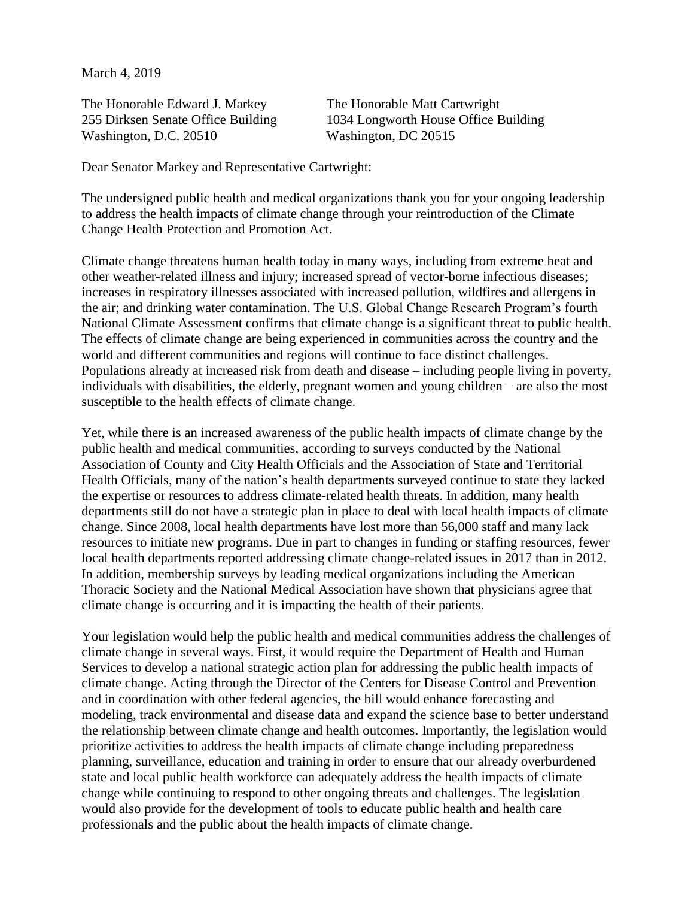March 4, 2019

The Honorable Edward J. Markey
255 Dirksen Senate Office Building
Washington, D.C. 20510

The Honorable Matt Cartwright
1034 Longworth House Office Building
Washington, DC 20515

Dear Senator Markey and Representative Cartwright:

The undersigned public health and medical organizations thank you for your ongoing leadership to address the health impacts of climate change through your reintroduction of the Climate Change Health Protection and Promotion Act.

Climate change threatens human health today in many ways, including from extreme heat and other weather-related illness and injury; increased spread of vector-borne infectious diseases; increases in respiratory illnesses associated with increased pollution, wildfires and allergens in the air; and drinking water contamination. The U.S. Global Change Research Program's fourth National Climate Assessment confirms that climate change is a significant threat to public health. The effects of climate change are being experienced in communities across the country and the world and different communities and regions will continue to face distinct challenges. Populations already at increased risk from death and disease – including people living in poverty, individuals with disabilities, the elderly, pregnant women and young children – are also the most susceptible to the health effects of climate change.

Yet, while there is an increased awareness of the public health impacts of climate change by the public health and medical communities, according to surveys conducted by the National Association of County and City Health Officials and the Association of State and Territorial Health Officials, many of the nation's health departments surveyed continue to state they lacked the expertise or resources to address climate-related health threats. In addition, many health departments still do not have a strategic plan in place to deal with local health impacts of climate change. Since 2008, local health departments have lost more than 56,000 staff and many lack resources to initiate new programs. Due in part to changes in funding or staffing resources, fewer local health departments reported addressing climate change-related issues in 2017 than in 2012. In addition, membership surveys by leading medical organizations including the American Thoracic Society and the National Medical Association have shown that physicians agree that climate change is occurring and it is impacting the health of their patients.

Your legislation would help the public health and medical communities address the challenges of climate change in several ways. First, it would require the Department of Health and Human Services to develop a national strategic action plan for addressing the public health impacts of climate change. Acting through the Director of the Centers for Disease Control and Prevention and in coordination with other federal agencies, the bill would enhance forecasting and modeling, track environmental and disease data and expand the science base to better understand the relationship between climate change and health outcomes. Importantly, the legislation would prioritize activities to address the health impacts of climate change including preparedness planning, surveillance, education and training in order to ensure that our already overburdened state and local public health workforce can adequately address the health impacts of climate change while continuing to respond to other ongoing threats and challenges. The legislation would also provide for the development of tools to educate public health and health care professionals and the public about the health impacts of climate change.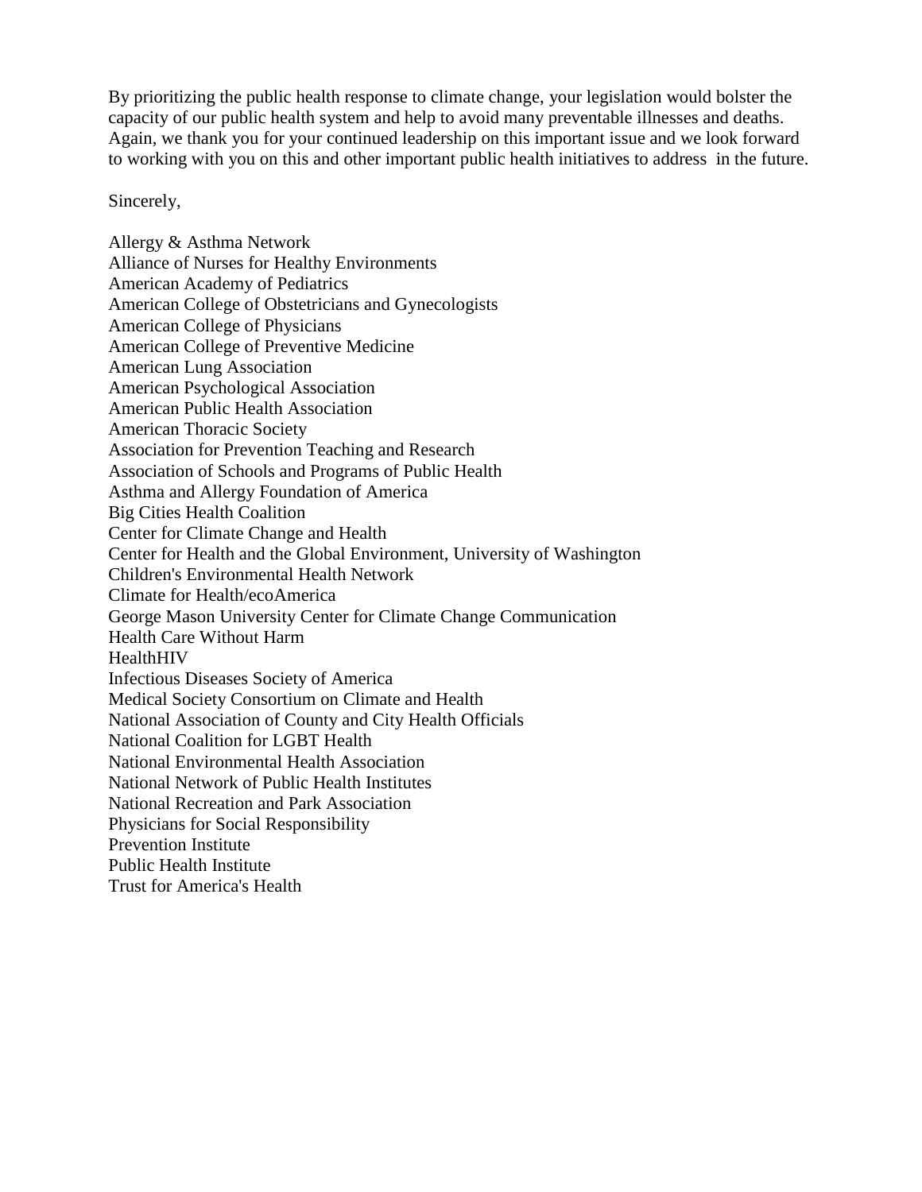By prioritizing the public health response to climate change, your legislation would bolster the capacity of our public health system and help to avoid many preventable illnesses and deaths. Again, we thank you for your continued leadership on this important issue and we look forward to working with you on this and other important public health initiatives to address in the future.

Sincerely,

Allergy & Asthma Network
Alliance of Nurses for Healthy Environments
American Academy of Pediatrics
American College of Obstetricians and Gynecologists
American College of Physicians
American College of Preventive Medicine
American Lung Association
American Psychological Association
American Public Health Association
American Thoracic Society
Association for Prevention Teaching and Research
Association of Schools and Programs of Public Health
Asthma and Allergy Foundation of America
Big Cities Health Coalition
Center for Climate Change and Health
Center for Health and the Global Environment, University of Washington
Children's Environmental Health Network
Climate for Health/ecoAmerica
George Mason University Center for Climate Change Communication
Health Care Without Harm
HealthHIV
Infectious Diseases Society of America
Medical Society Consortium on Climate and Health
National Association of County and City Health Officials
National Coalition for LGBT Health
National Environmental Health Association
National Network of Public Health Institutes
National Recreation and Park Association
Physicians for Social Responsibility
Prevention Institute
Public Health Institute
Trust for America's Health